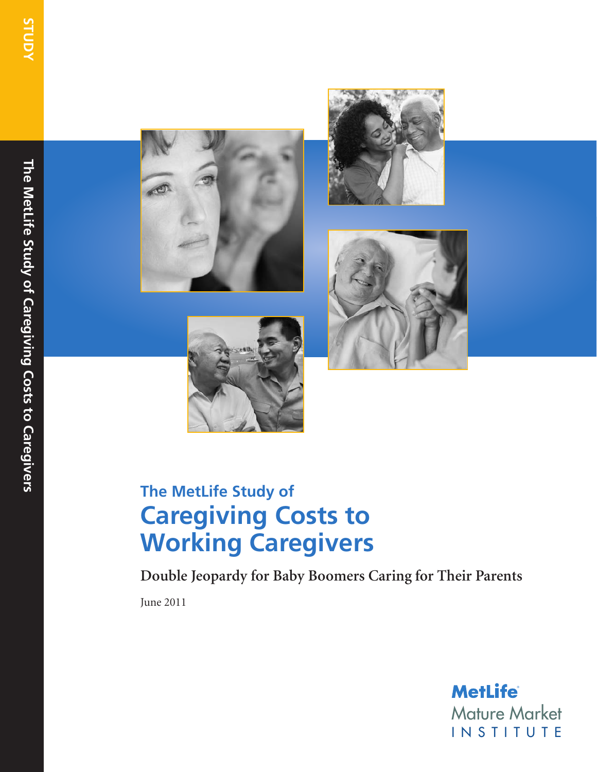STUDY

The MetLife Study of Caregiving Costs to Caregivers

The MetLife Study of

# Caregiving Costs to Working Caregivers

**Double Jeopardy for Baby Boomers Caring for Their Parents**

June 2011

MetLife Mature Market INSTITUTE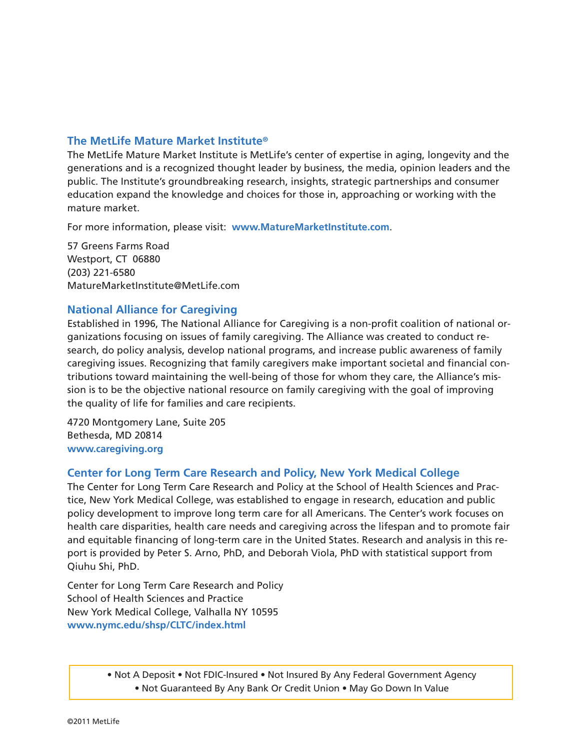## The MetLife Mature Market Institute®

The MetLife Mature Market Institute is MetLife's center of expertise in aging, longevity and the generations and is a recognized thought leader by business, the media, opinion leaders and the public. The Institute's groundbreaking research, insights, strategic partnerships and consumer education expand the knowledge and choices for those in, approaching or working with the mature market.

For more information, please visit: **www.MatureMarketInstitute.com**.

57 Greens Farms Road
Westport, CT 06880
(203) 221-6580
MatureMarketInstitute@MetLife.com

## National Alliance for Caregiving

Established in 1996, The National Alliance for Caregiving is a non-profit coalition of national organizations focusing on issues of family caregiving. The Alliance was created to conduct research, do policy analysis, develop national programs, and increase public awareness of family caregiving issues. Recognizing that family caregivers make important societal and financial contributions toward maintaining the well-being of those for whom they care, the Alliance's mission is to be the objective national resource on family caregiving with the goal of improving the quality of life for families and care recipients.

4720 Montgomery Lane, Suite 205
Bethesda, MD 20814
**www.caregiving.org**

## Center for Long Term Care Research and Policy, New York Medical College

The Center for Long Term Care Research and Policy at the School of Health Sciences and Practice, New York Medical College, was established to engage in research, education and public policy development to improve long term care for all Americans. The Center's work focuses on health care disparities, health care needs and caregiving across the lifespan and to promote fair and equitable financing of long-term care in the United States. Research and analysis in this report is provided by Peter S. Arno, PhD, and Deborah Viola, PhD with statistical support from Qiuhu Shi, PhD.

Center for Long Term Care Research and Policy
School of Health Sciences and Practice
New York Medical College, Valhalla NY 10595
**www.nymc.edu/shsp/CLTC/index.html**

• Not A Deposit • Not FDIC-Insured • Not Insured By Any Federal Government Agency
• Not Guaranteed By Any Bank Or Credit Union • May Go Down In Value

©2011 MetLife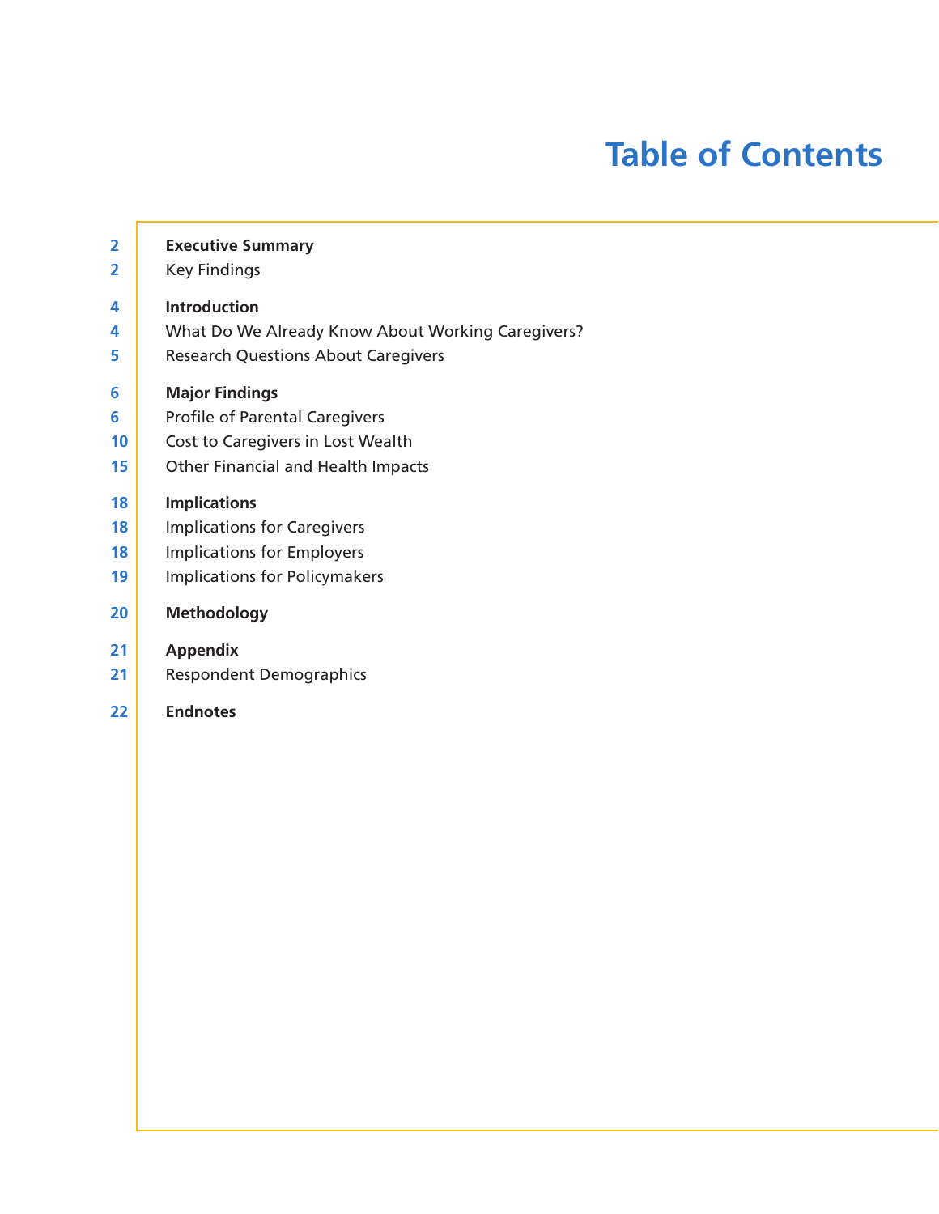# Table of Contents

| | |
|---|---|
| 2 | **Executive Summary** |
| 2 | Key Findings |
| 4 | **Introduction** |
| 4 | What Do We Already Know About Working Caregivers? |
| 5 | Research Questions About Caregivers |
| 6 | **Major Findings** |
| 6 | Profile of Parental Caregivers |
| 10 | Cost to Caregivers in Lost Wealth |
| 15 | Other Financial and Health Impacts |
| 18 | **Implications** |
| 18 | Implications for Caregivers |
| 18 | Implications for Employers |
| 19 | Implications for Policymakers |
| 20 | **Methodology** |
| 21 | **Appendix** |
| 21 | Respondent Demographics |
| 22 | **Endnotes** |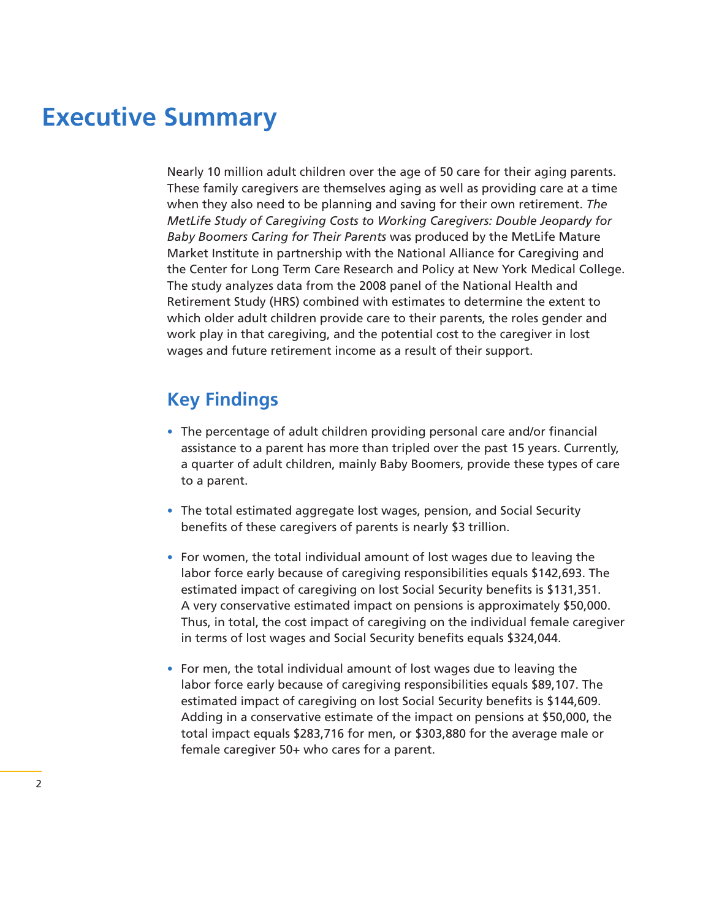# Executive Summary

Nearly 10 million adult children over the age of 50 care for their aging parents. These family caregivers are themselves aging as well as providing care at a time when they also need to be planning and saving for their own retirement. *The MetLife Study of Caregiving Costs to Working Caregivers: Double Jeopardy for Baby Boomers Caring for Their Parents* was produced by the MetLife Mature Market Institute in partnership with the National Alliance for Caregiving and the Center for Long Term Care Research and Policy at New York Medical College. The study analyzes data from the 2008 panel of the National Health and Retirement Study (HRS) combined with estimates to determine the extent to which older adult children provide care to their parents, the roles gender and work play in that caregiving, and the potential cost to the caregiver in lost wages and future retirement income as a result of their support.

## Key Findings

- The percentage of adult children providing personal care and/or financial assistance to a parent has more than tripled over the past 15 years. Currently, a quarter of adult children, mainly Baby Boomers, provide these types of care to a parent.
- The total estimated aggregate lost wages, pension, and Social Security benefits of these caregivers of parents is nearly $3 trillion.
- For women, the total individual amount of lost wages due to leaving the labor force early because of caregiving responsibilities equals $142,693. The estimated impact of caregiving on lost Social Security benefits is $131,351. A very conservative estimated impact on pensions is approximately $50,000. Thus, in total, the cost impact of caregiving on the individual female caregiver in terms of lost wages and Social Security benefits equals $324,044.
- For men, the total individual amount of lost wages due to leaving the labor force early because of caregiving responsibilities equals $89,107. The estimated impact of caregiving on lost Social Security benefits is $144,609. Adding in a conservative estimate of the impact on pensions at $50,000, the total impact equals $283,716 for men, or $303,880 for the average male or female caregiver 50+ who cares for a parent.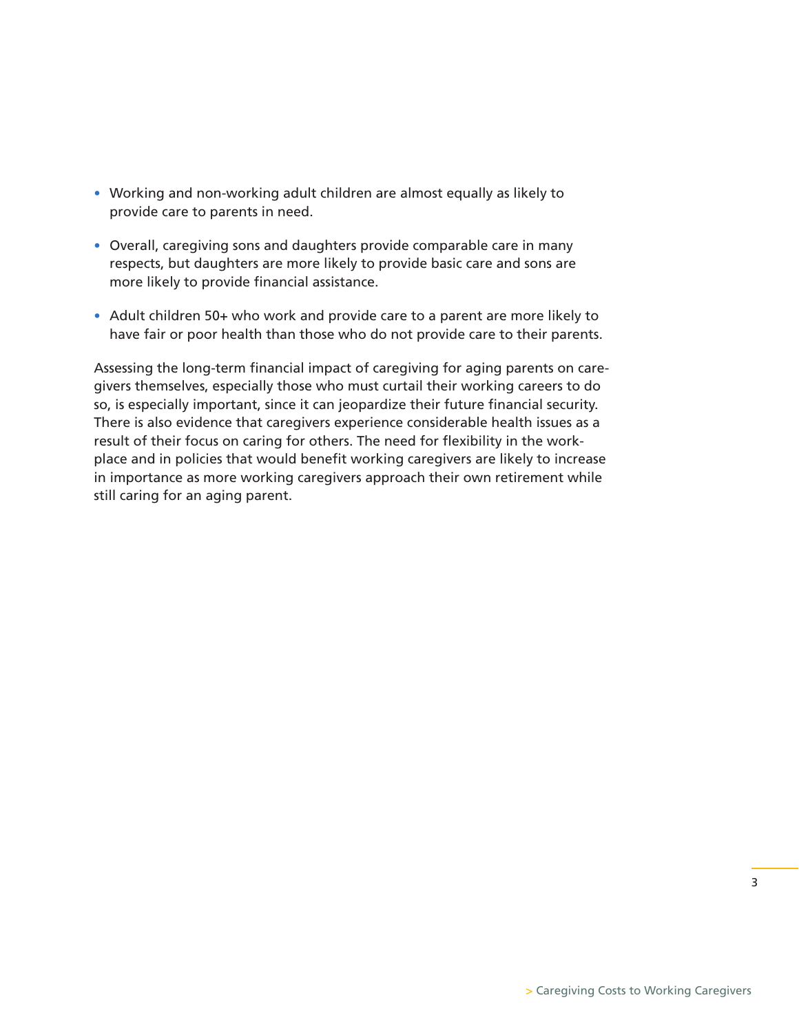- Working and non-working adult children are almost equally as likely to provide care to parents in need.
- Overall, caregiving sons and daughters provide comparable care in many respects, but daughters are more likely to provide basic care and sons are more likely to provide financial assistance.
- Adult children 50+ who work and provide care to a parent are more likely to have fair or poor health than those who do not provide care to their parents.

Assessing the long-term financial impact of caregiving for aging parents on caregivers themselves, especially those who must curtail their working careers to do so, is especially important, since it can jeopardize their future financial security. There is also evidence that caregivers experience considerable health issues as a result of their focus on caring for others. The need for flexibility in the workplace and in policies that would benefit working caregivers are likely to increase in importance as more working caregivers approach their own retirement while still caring for an aging parent.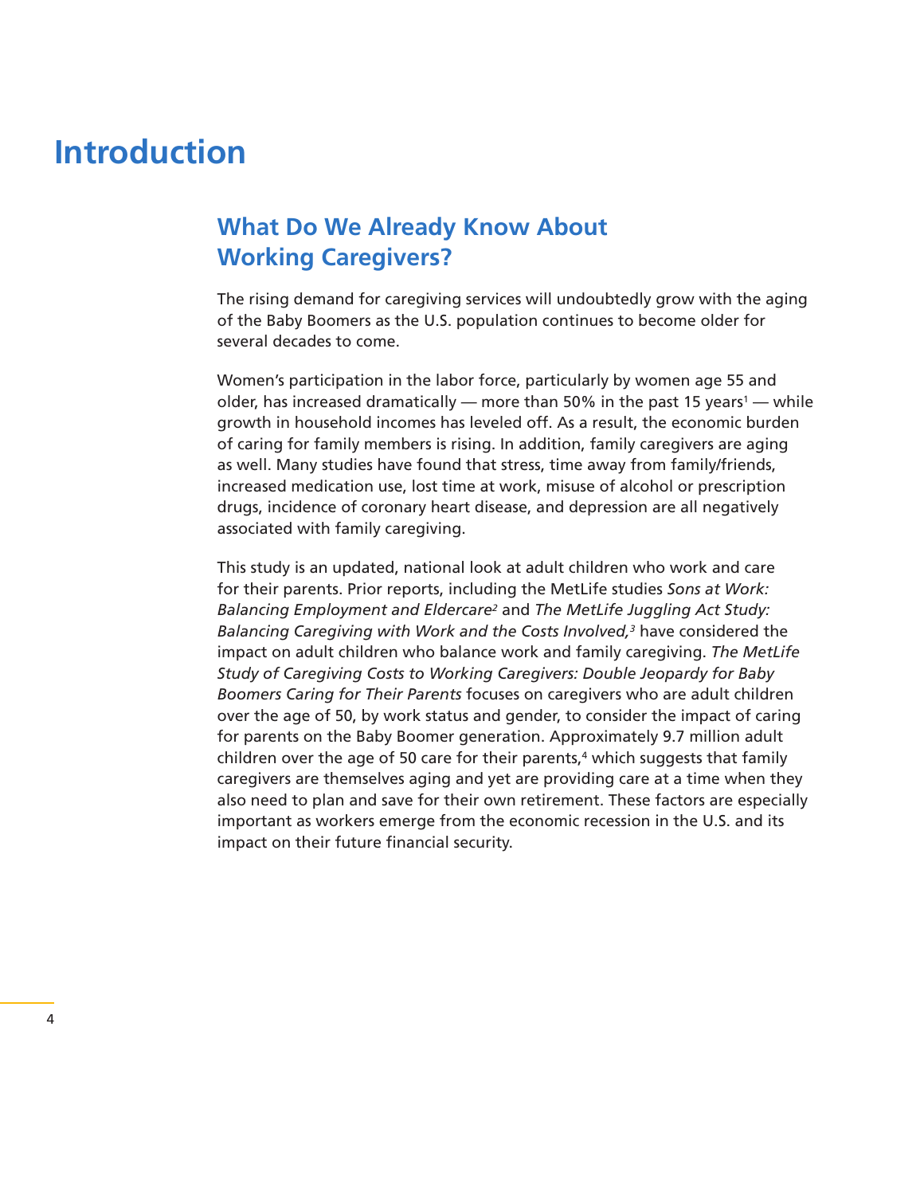# Introduction

## What Do We Already Know About Working Caregivers?

The rising demand for caregiving services will undoubtedly grow with the aging of the Baby Boomers as the U.S. population continues to become older for several decades to come.

Women's participation in the labor force, particularly by women age 55 and older, has increased dramatically — more than 50% in the past 15 years[1] — while growth in household incomes has leveled off. As a result, the economic burden of caring for family members is rising. In addition, family caregivers are aging as well. Many studies have found that stress, time away from family/friends, increased medication use, lost time at work, misuse of alcohol or prescription drugs, incidence of coronary heart disease, and depression are all negatively associated with family caregiving.

This study is an updated, national look at adult children who work and care for their parents. Prior reports, including the MetLife studies *Sons at Work: Balancing Employment and Eldercare*[2] and *The MetLife Juggling Act Study: Balancing Caregiving with Work and the Costs Involved,*[3] have considered the impact on adult children who balance work and family caregiving. *The MetLife Study of Caregiving Costs to Working Caregivers: Double Jeopardy for Baby Boomers Caring for Their Parents* focuses on caregivers who are adult children over the age of 50, by work status and gender, to consider the impact of caring for parents on the Baby Boomer generation. Approximately 9.7 million adult children over the age of 50 care for their parents,[4] which suggests that family caregivers are themselves aging and yet are providing care at a time when they also need to plan and save for their own retirement. These factors are especially important as workers emerge from the economic recession in the U.S. and its impact on their future financial security.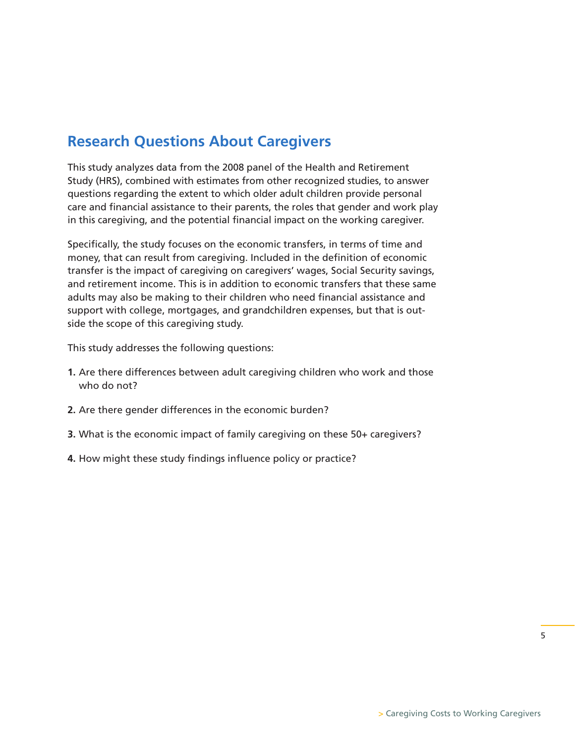## Research Questions About Caregivers

This study analyzes data from the 2008 panel of the Health and Retirement Study (HRS), combined with estimates from other recognized studies, to answer questions regarding the extent to which older adult children provide personal care and financial assistance to their parents, the roles that gender and work play in this caregiving, and the potential financial impact on the working caregiver.

Specifically, the study focuses on the economic transfers, in terms of time and money, that can result from caregiving. Included in the definition of economic transfer is the impact of caregiving on caregivers' wages, Social Security savings, and retirement income. This is in addition to economic transfers that these same adults may also be making to their children who need financial assistance and support with college, mortgages, and grandchildren expenses, but that is outside the scope of this caregiving study.

This study addresses the following questions:

1. Are there differences between adult caregiving children who work and those who do not?
2. Are there gender differences in the economic burden?
3. What is the economic impact of family caregiving on these 50+ caregivers?
4. How might these study findings influence policy or practice?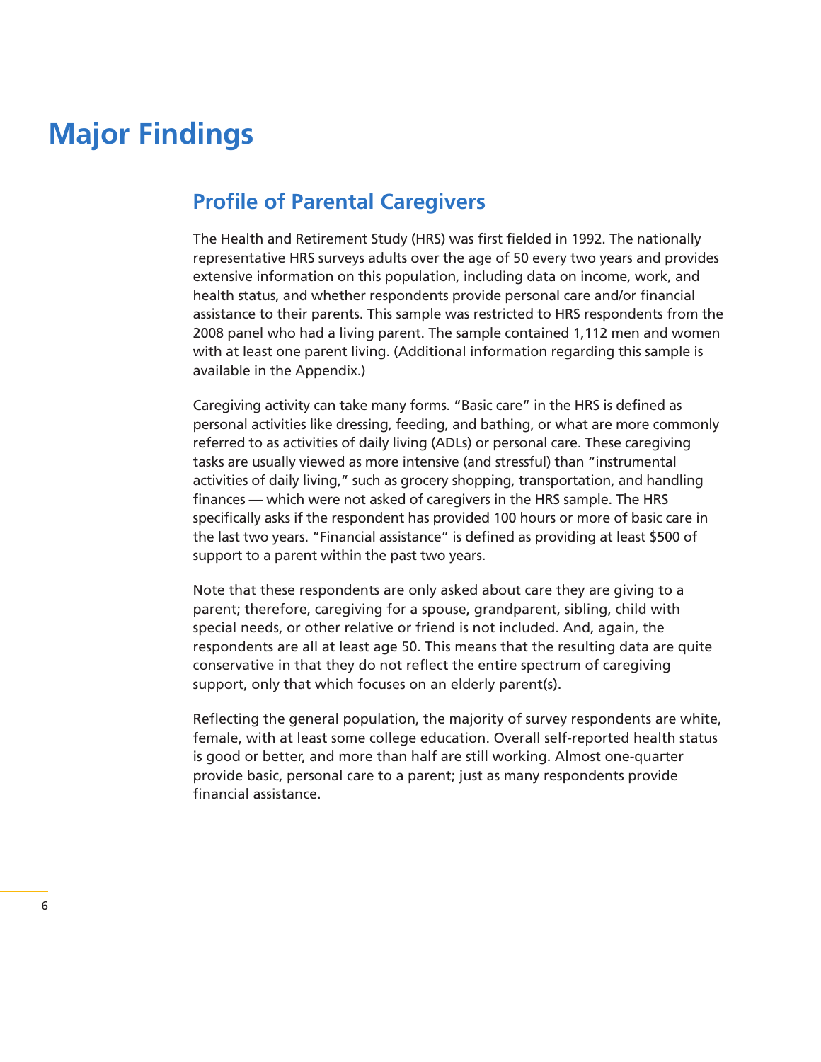# Major Findings

## Profile of Parental Caregivers

The Health and Retirement Study (HRS) was first fielded in 1992. The nationally representative HRS surveys adults over the age of 50 every two years and provides extensive information on this population, including data on income, work, and health status, and whether respondents provide personal care and/or financial assistance to their parents. This sample was restricted to HRS respondents from the 2008 panel who had a living parent. The sample contained 1,112 men and women with at least one parent living. (Additional information regarding this sample is available in the Appendix.)

Caregiving activity can take many forms. "Basic care" in the HRS is defined as personal activities like dressing, feeding, and bathing, or what are more commonly referred to as activities of daily living (ADLs) or personal care. These caregiving tasks are usually viewed as more intensive (and stressful) than "instrumental activities of daily living," such as grocery shopping, transportation, and handling finances — which were not asked of caregivers in the HRS sample. The HRS specifically asks if the respondent has provided 100 hours or more of basic care in the last two years. "Financial assistance" is defined as providing at least $500 of support to a parent within the past two years.

Note that these respondents are only asked about care they are giving to a parent; therefore, caregiving for a spouse, grandparent, sibling, child with special needs, or other relative or friend is not included. And, again, the respondents are all at least age 50. This means that the resulting data are quite conservative in that they do not reflect the entire spectrum of caregiving support, only that which focuses on an elderly parent(s).

Reflecting the general population, the majority of survey respondents are white, female, with at least some college education. Overall self-reported health status is good or better, and more than half are still working. Almost one-quarter provide basic, personal care to a parent; just as many respondents provide financial assistance.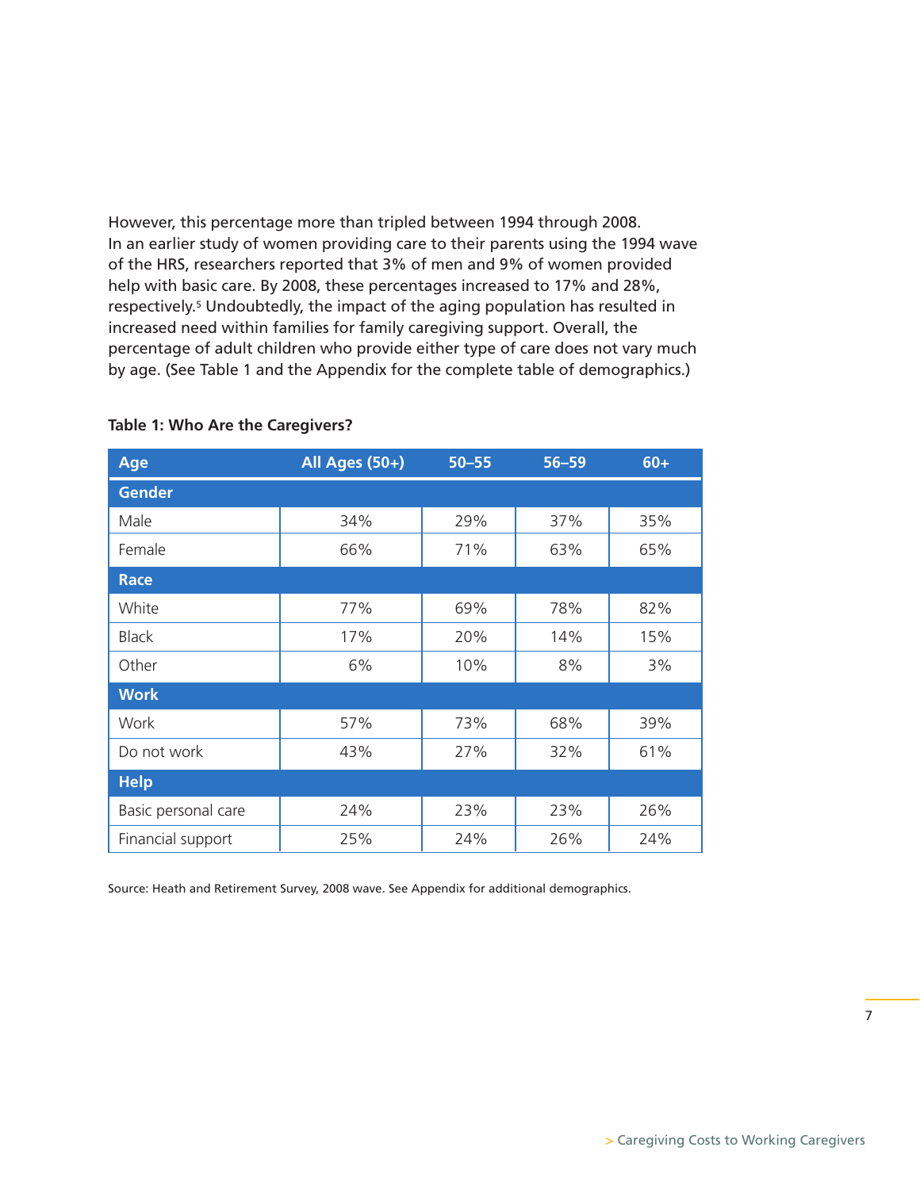However, this percentage more than tripled between 1994 through 2008. In an earlier study of women providing care to their parents using the 1994 wave of the HRS, researchers reported that 3% of men and 9% of women provided help with basic care. By 2008, these percentages increased to 17% and 28%, respectively.[5] Undoubtedly, the impact of the aging population has resulted in increased need within families for family caregiving support. Overall, the percentage of adult children who provide either type of care does not vary much by age. (See Table 1 and the Appendix for the complete table of demographics.)

**Table 1: Who Are the Caregivers?**

| Age | All Ages (50+) | 50–55 | 56–59 | 60+ |
|---|---|---|---|---|
| **Gender** | | | | |
| Male | 34% | 29% | 37% | 35% |
| Female | 66% | 71% | 63% | 65% |
| **Race** | | | | |
| White | 77% | 69% | 78% | 82% |
| Black | 17% | 20% | 14% | 15% |
| Other | 6% | 10% | 8% | 3% |
| **Work** | | | | |
| Work | 57% | 73% | 68% | 39% |
| Do not work | 43% | 27% | 32% | 61% |
| **Help** | | | | |
| Basic personal care | 24% | 23% | 23% | 26% |
| Financial support | 25% | 24% | 26% | 24% |

Source: Heath and Retirement Survey, 2008 wave. See Appendix for additional demographics.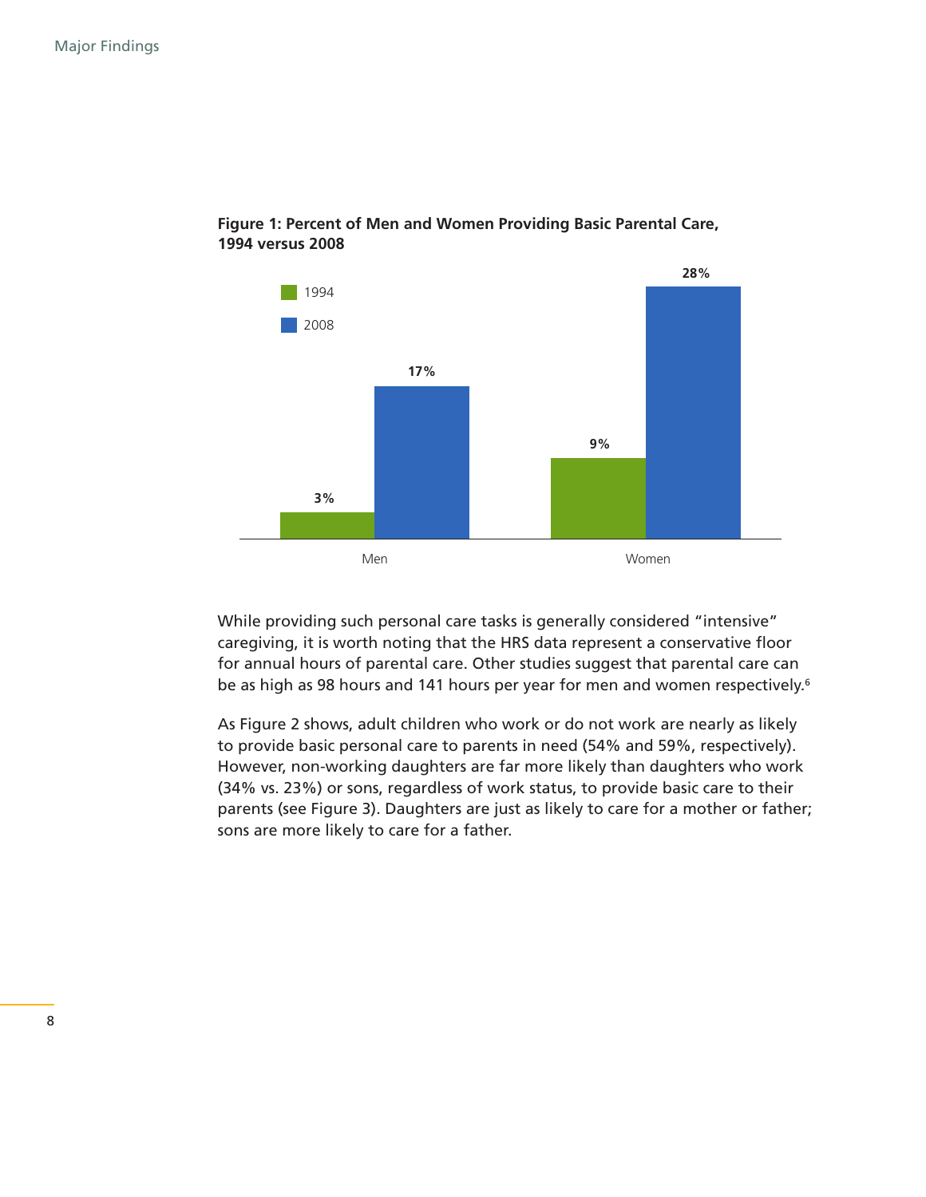**Figure 1: Percent of Men and Women Providing Basic Parental Care, 1994 versus 2008**

| | 1994 | 2008 |
|---|---|---|
| Men | 3% | 17% |
| Women | 9% | 28% |

While providing such personal care tasks is generally considered "intensive" caregiving, it is worth noting that the HRS data represent a conservative floor for annual hours of parental care. Other studies suggest that parental care can be as high as 98 hours and 141 hours per year for men and women respectively.[6]

As Figure 2 shows, adult children who work or do not work are nearly as likely to provide basic personal care to parents in need (54% and 59%, respectively). However, non-working daughters are far more likely than daughters who work (34% vs. 23%) or sons, regardless of work status, to provide basic care to their parents (see Figure 3). Daughters are just as likely to care for a mother or father; sons are more likely to care for a father.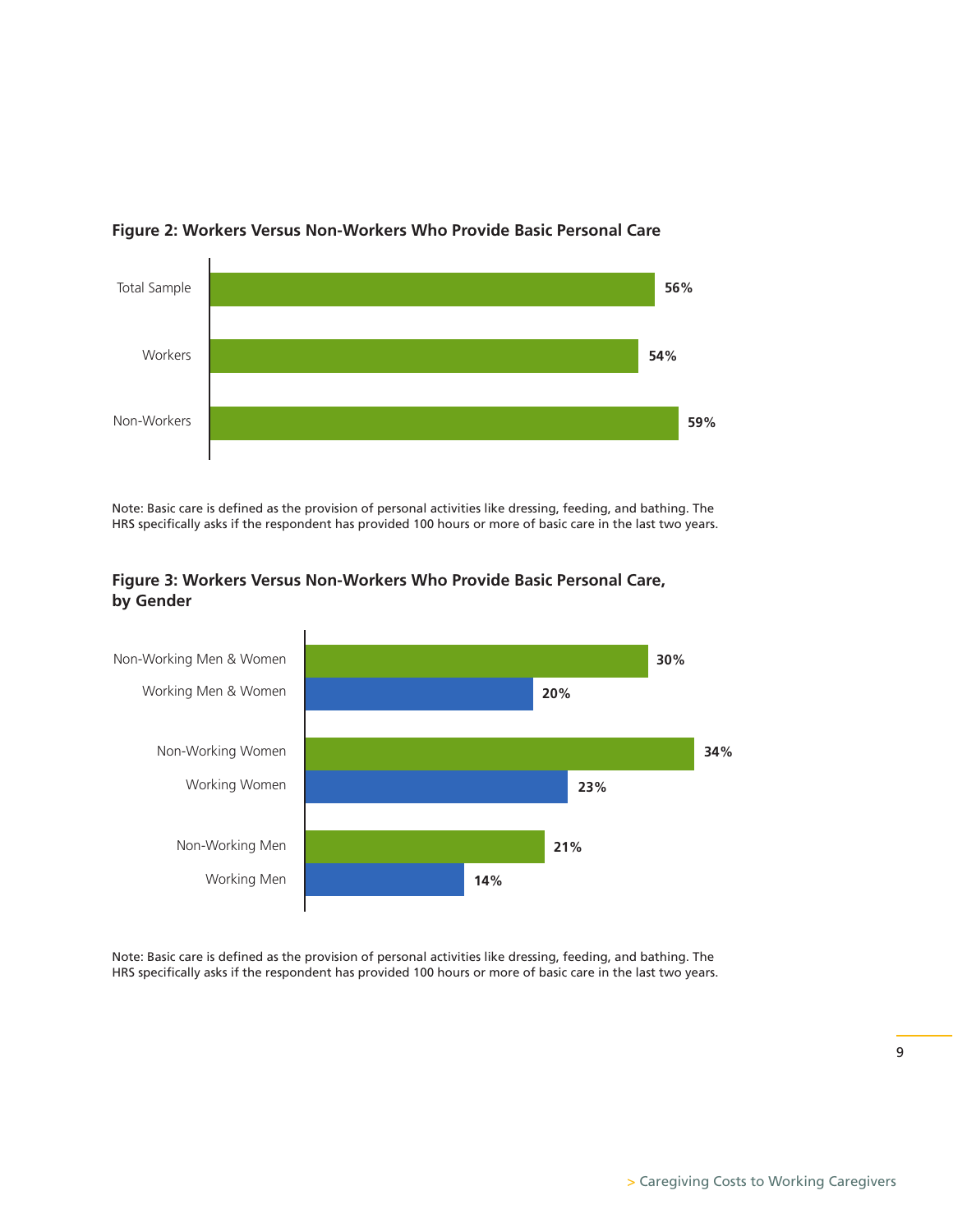**Figure 2: Workers Versus Non-Workers Who Provide Basic Personal Care**

| Group | Percentage |
| --- | --- |
| Total Sample | 56% |
| Workers | 54% |
| Non-Workers | 59% |

Note: Basic care is defined as the provision of personal activities like dressing, feeding, and bathing. The HRS specifically asks if the respondent has provided 100 hours or more of basic care in the last two years.

**Figure 3: Workers Versus Non-Workers Who Provide Basic Personal Care, by Gender**

| Group | Percentage |
| --- | --- |
| Non-Working Men & Women | 30% |
| Working Men & Women | 20% |
| Non-Working Women | 34% |
| Working Women | 23% |
| Non-Working Men | 21% |
| Working Men | 14% |

Note: Basic care is defined as the provision of personal activities like dressing, feeding, and bathing. The HRS specifically asks if the respondent has provided 100 hours or more of basic care in the last two years.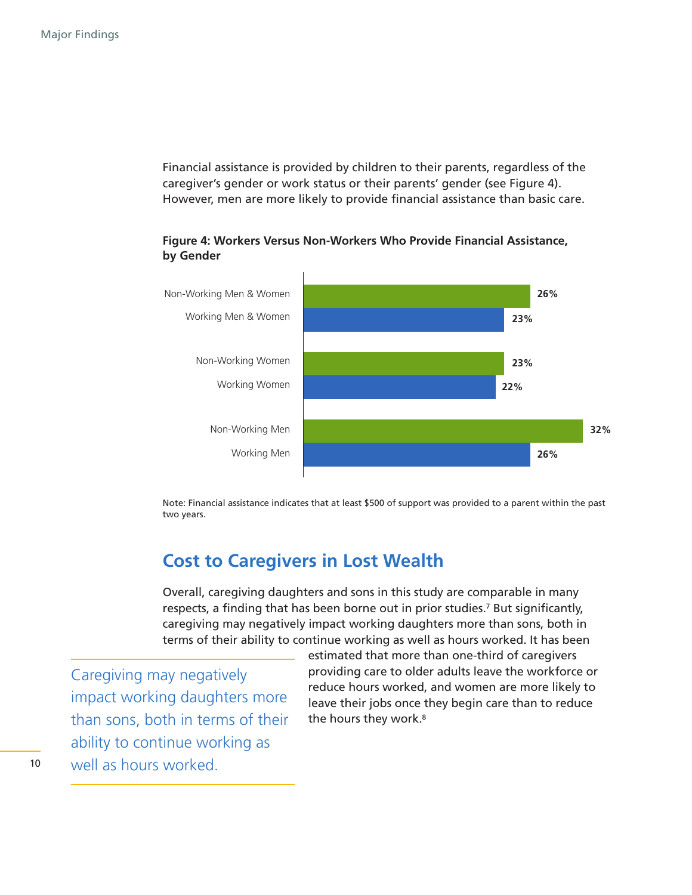Financial assistance is provided by children to their parents, regardless of the caregiver's gender or work status or their parents' gender (see Figure 4). However, men are more likely to provide financial assistance than basic care.

**Figure 4: Workers Versus Non-Workers Who Provide Financial Assistance, by Gender**

| Group | Percentage |
|---|---|
| Non-Working Men & Women | 26% |
| Working Men & Women | 23% |
| Non-Working Women | 23% |
| Working Women | 22% |
| Non-Working Men | 32% |
| Working Men | 26% |

Note: Financial assistance indicates that at least $500 of support was provided to a parent within the past two years.

## Cost to Caregivers in Lost Wealth

Overall, caregiving daughters and sons in this study are comparable in many respects, a finding that has been borne out in prior studies.[7] But significantly, caregiving may negatively impact working daughters more than sons, both in terms of their ability to continue working as well as hours worked. It has been estimated that more than one-third of caregivers providing care to older adults leave the workforce or reduce hours worked, and women are more likely to leave their jobs once they begin care than to reduce the hours they work.[8]

> Caregiving may negatively impact working daughters more than sons, both in terms of their ability to continue working as well as hours worked.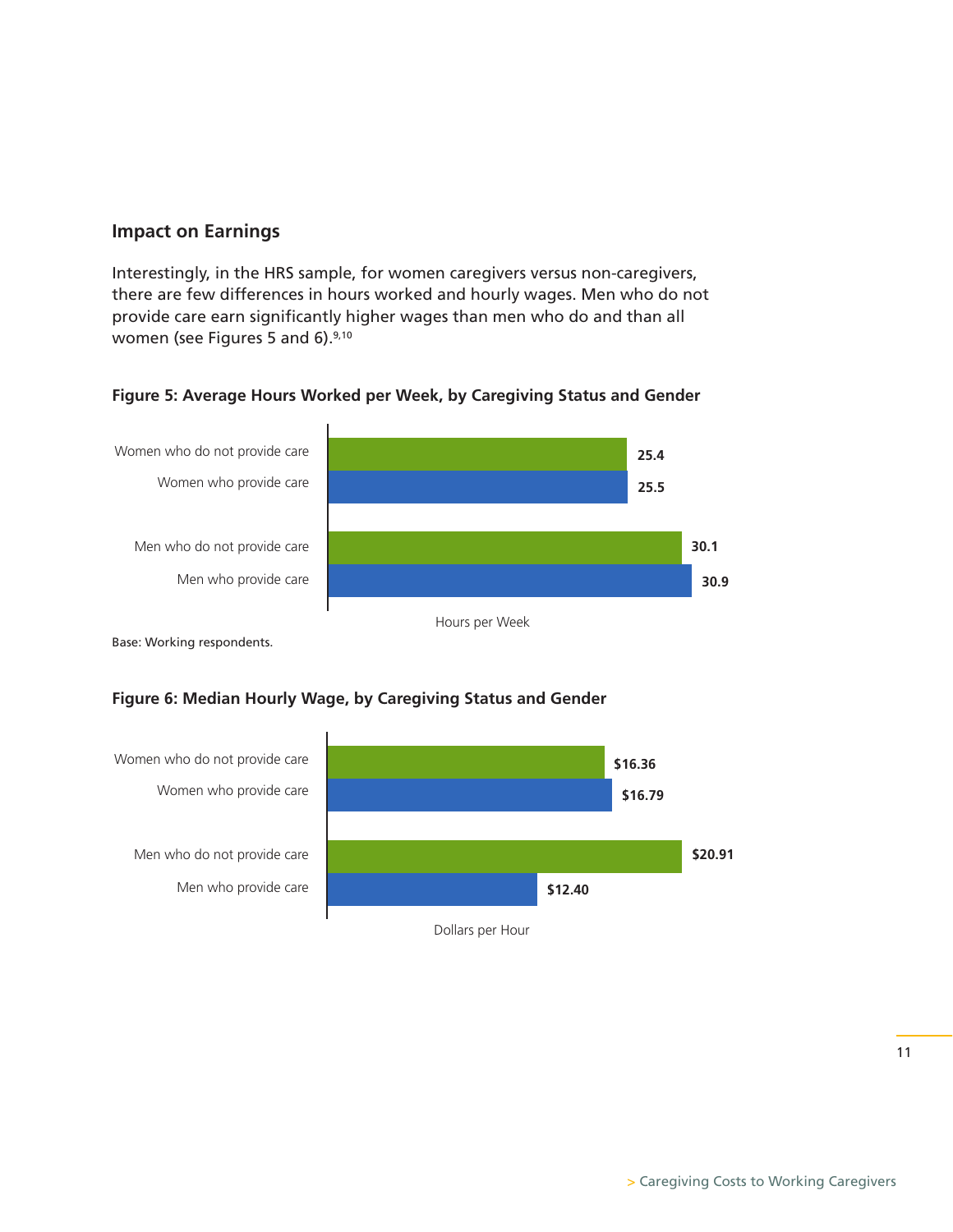## Impact on Earnings

Interestingly, in the HRS sample, for women caregivers versus non-caregivers, there are few differences in hours worked and hourly wages. Men who do not provide care earn significantly higher wages than men who do and than all women (see Figures 5 and 6).[9,10]

**Figure 5: Average Hours Worked per Week, by Caregiving Status and Gender**

| | Hours per Week |
|---|---|
| Women who do not provide care | 25.4 |
| Women who provide care | 25.5 |
| Men who do not provide care | 30.1 |
| Men who provide care | 30.9 |

Base: Working respondents.

**Figure 6: Median Hourly Wage, by Caregiving Status and Gender**

| | Dollars per Hour |
|---|---|
| Women who do not provide care | $16.36 |
| Women who provide care | $16.79 |
| Men who do not provide care | $20.91 |
| Men who provide care | $12.40 |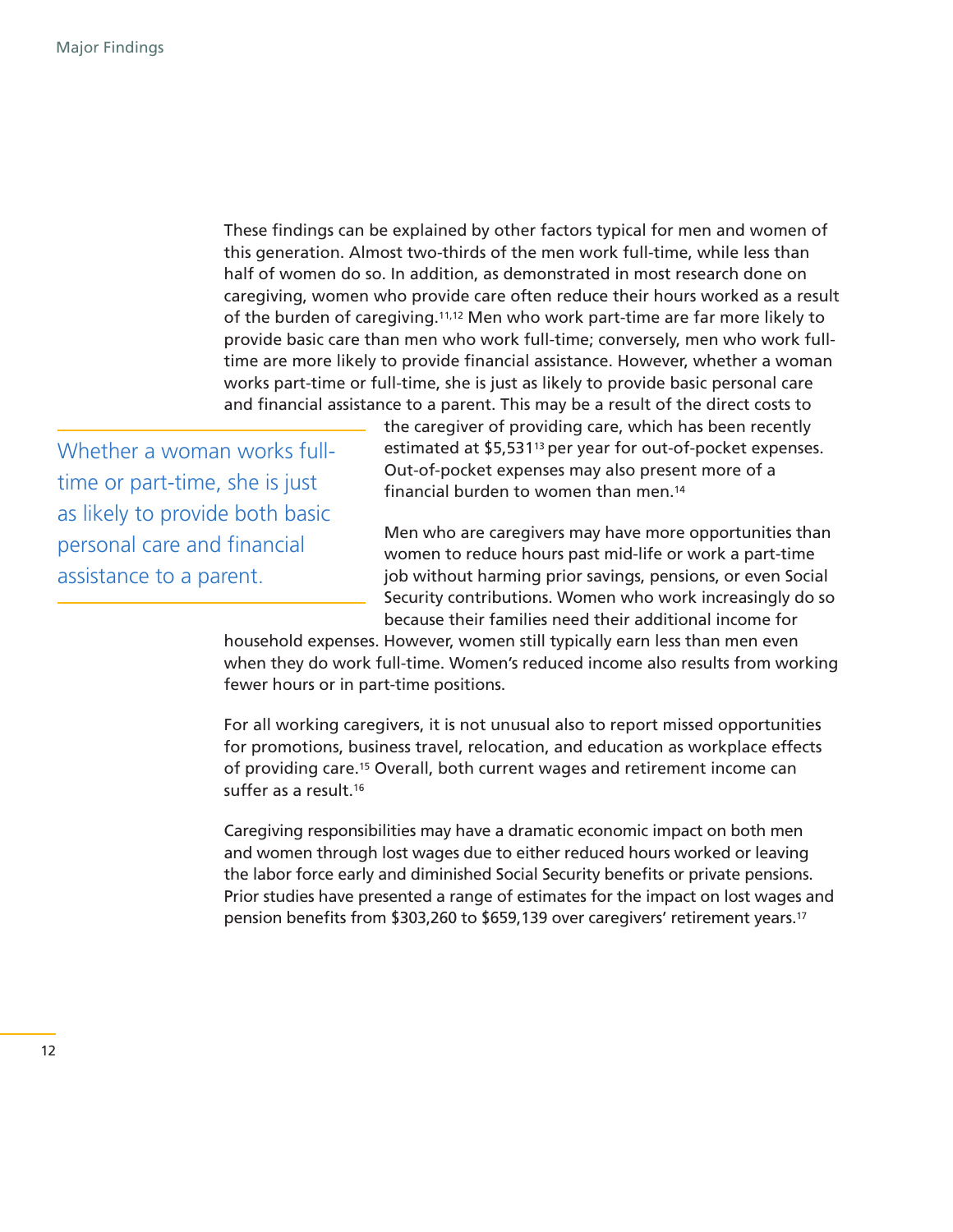These findings can be explained by other factors typical for men and women of this generation. Almost two-thirds of the men work full-time, while less than half of women do so. In addition, as demonstrated in most research done on caregiving, women who provide care often reduce their hours worked as a result of the burden of caregiving.[11,12] Men who work part-time are far more likely to provide basic care than men who work full-time; conversely, men who work full-time are more likely to provide financial assistance. However, whether a woman works part-time or full-time, she is just as likely to provide basic personal care and financial assistance to a parent. This may be a result of the direct costs to the caregiver of providing care, which has been recently estimated at $5,531[13] per year for out-of-pocket expenses. Out-of-pocket expenses may also present more of a financial burden to women than men.[14]

> Whether a woman works full-time or part-time, she is just as likely to provide both basic personal care and financial assistance to a parent.

Men who are caregivers may have more opportunities than women to reduce hours past mid-life or work a part-time job without harming prior savings, pensions, or even Social Security contributions. Women who work increasingly do so because their families need their additional income for household expenses. However, women still typically earn less than men even when they do work full-time. Women's reduced income also results from working fewer hours or in part-time positions.

For all working caregivers, it is not unusual also to report missed opportunities for promotions, business travel, relocation, and education as workplace effects of providing care.[15] Overall, both current wages and retirement income can suffer as a result.[16]

Caregiving responsibilities may have a dramatic economic impact on both men and women through lost wages due to either reduced hours worked or leaving the labor force early and diminished Social Security benefits or private pensions. Prior studies have presented a range of estimates for the impact on lost wages and pension benefits from $303,260 to $659,139 over caregivers' retirement years.[17]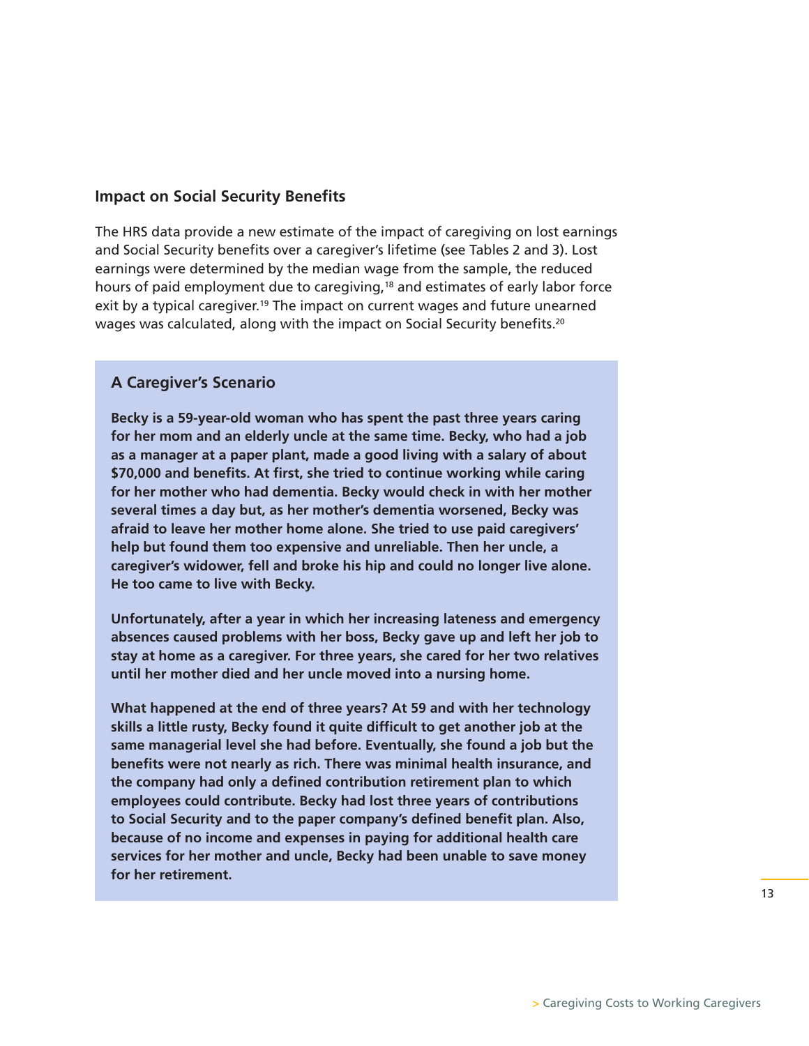## Impact on Social Security Benefits

The HRS data provide a new estimate of the impact of caregiving on lost earnings and Social Security benefits over a caregiver's lifetime (see Tables 2 and 3). Lost earnings were determined by the median wage from the sample, the reduced hours of paid employment due to caregiving,[18] and estimates of early labor force exit by a typical caregiver.[19] The impact on current wages and future unearned wages was calculated, along with the impact on Social Security benefits.[20]

### A Caregiver's Scenario

**Becky is a 59-year-old woman who has spent the past three years caring for her mom and an elderly uncle at the same time. Becky, who had a job as a manager at a paper plant, made a good living with a salary of about $70,000 and benefits. At first, she tried to continue working while caring for her mother who had dementia. Becky would check in with her mother several times a day but, as her mother's dementia worsened, Becky was afraid to leave her mother home alone. She tried to use paid caregivers' help but found them too expensive and unreliable. Then her uncle, a caregiver's widower, fell and broke his hip and could no longer live alone. He too came to live with Becky.**

**Unfortunately, after a year in which her increasing lateness and emergency absences caused problems with her boss, Becky gave up and left her job to stay at home as a caregiver. For three years, she cared for her two relatives until her mother died and her uncle moved into a nursing home.**

**What happened at the end of three years? At 59 and with her technology skills a little rusty, Becky found it quite difficult to get another job at the same managerial level she had before. Eventually, she found a job but the benefits were not nearly as rich. There was minimal health insurance, and the company had only a defined contribution retirement plan to which employees could contribute. Becky had lost three years of contributions to Social Security and to the paper company's defined benefit plan. Also, because of no income and expenses in paying for additional health care services for her mother and uncle, Becky had been unable to save money for her retirement.**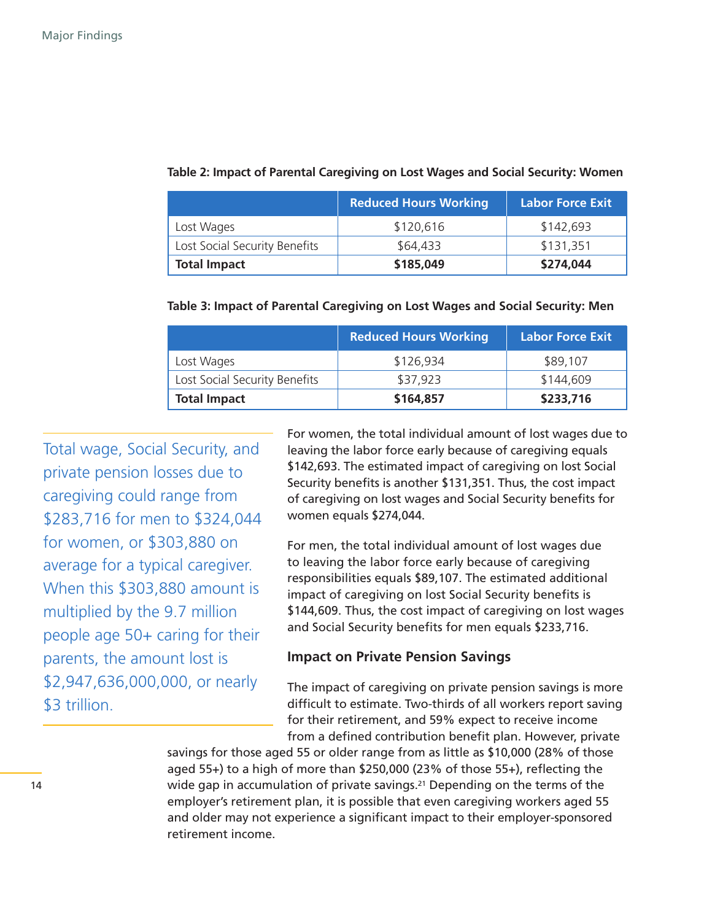**Table 2: Impact of Parental Caregiving on Lost Wages and Social Security: Women**

| | Reduced Hours Working | Labor Force Exit |
|---|---|---|
| Lost Wages | $120,616 | $142,693 |
| Lost Social Security Benefits | $64,433 | $131,351 |
| **Total Impact** | **$185,049** | **$274,044** |

**Table 3: Impact of Parental Caregiving on Lost Wages and Social Security: Men**

| | Reduced Hours Working | Labor Force Exit |
|---|---|---|
| Lost Wages | $126,934 | $89,107 |
| Lost Social Security Benefits | $37,923 | $144,609 |
| **Total Impact** | **$164,857** | **$233,716** |

> Total wage, Social Security, and private pension losses due to caregiving could range from $283,716 for men to $324,044 for women, or $303,880 on average for a typical caregiver. When this $303,880 amount is multiplied by the 9.7 million people age 50+ caring for their parents, the amount lost is $2,947,636,000,000, or nearly $3 trillion.

For women, the total individual amount of lost wages due to leaving the labor force early because of caregiving equals $142,693. The estimated impact of caregiving on lost Social Security benefits is another $131,351. Thus, the cost impact of caregiving on lost wages and Social Security benefits for women equals $274,044.

For men, the total individual amount of lost wages due to leaving the labor force early because of caregiving responsibilities equals $89,107. The estimated additional impact of caregiving on lost Social Security benefits is $144,609. Thus, the cost impact of caregiving on lost wages and Social Security benefits for men equals $233,716.

### Impact on Private Pension Savings

The impact of caregiving on private pension savings is more difficult to estimate. Two-thirds of all workers report saving for their retirement, and 59% expect to receive income from a defined contribution benefit plan. However, private savings for those aged 55 or older range from as little as $10,000 (28% of those aged 55+) to a high of more than $250,000 (23% of those 55+), reflecting the wide gap in accumulation of private savings.[21] Depending on the terms of the employer's retirement plan, it is possible that even caregiving workers aged 55 and older may not experience a significant impact to their employer-sponsored retirement income.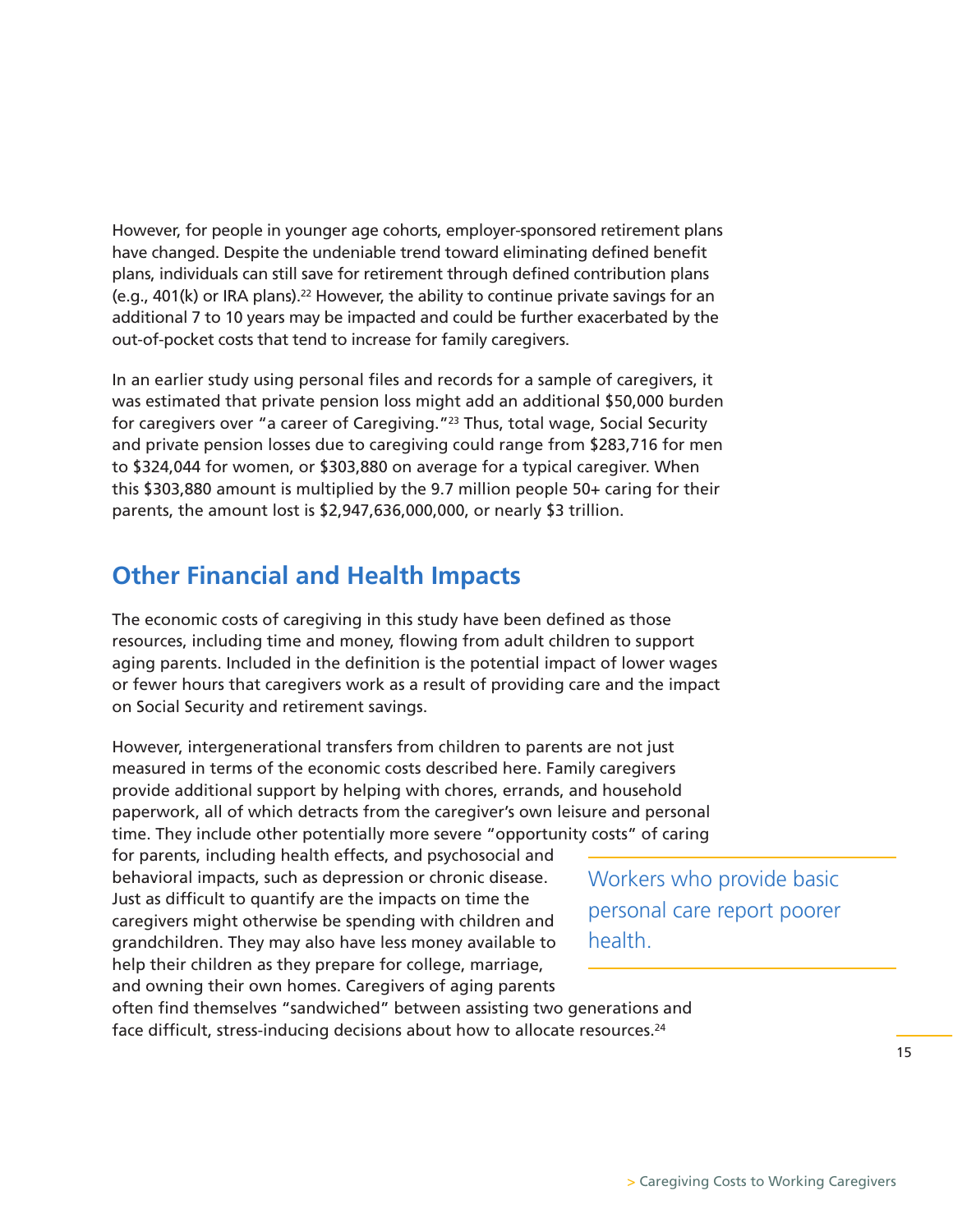However, for people in younger age cohorts, employer-sponsored retirement plans have changed. Despite the undeniable trend toward eliminating defined benefit plans, individuals can still save for retirement through defined contribution plans (e.g., 401(k) or IRA plans).[22] However, the ability to continue private savings for an additional 7 to 10 years may be impacted and could be further exacerbated by the out-of-pocket costs that tend to increase for family caregivers.

In an earlier study using personal files and records for a sample of caregivers, it was estimated that private pension loss might add an additional $50,000 burden for caregivers over "a career of Caregiving."[23] Thus, total wage, Social Security and private pension losses due to caregiving could range from $283,716 for men to $324,044 for women, or $303,880 on average for a typical caregiver. When this $303,880 amount is multiplied by the 9.7 million people 50+ caring for their parents, the amount lost is $2,947,636,000,000, or nearly $3 trillion.

## Other Financial and Health Impacts

The economic costs of caregiving in this study have been defined as those resources, including time and money, flowing from adult children to support aging parents. Included in the definition is the potential impact of lower wages or fewer hours that caregivers work as a result of providing care and the impact on Social Security and retirement savings.

However, intergenerational transfers from children to parents are not just measured in terms of the economic costs described here. Family caregivers provide additional support by helping with chores, errands, and household paperwork, all of which detracts from the caregiver's own leisure and personal time. They include other potentially more severe "opportunity costs" of caring for parents, including health effects, and psychosocial and behavioral impacts, such as depression or chronic disease. Just as difficult to quantify are the impacts on time the caregivers might otherwise be spending with children and grandchildren. They may also have less money available to help their children as they prepare for college, marriage, and owning their own homes. Caregivers of aging parents often find themselves "sandwiched" between assisting two generations and face difficult, stress-inducing decisions about how to allocate resources.[24]

> Workers who provide basic personal care report poorer health.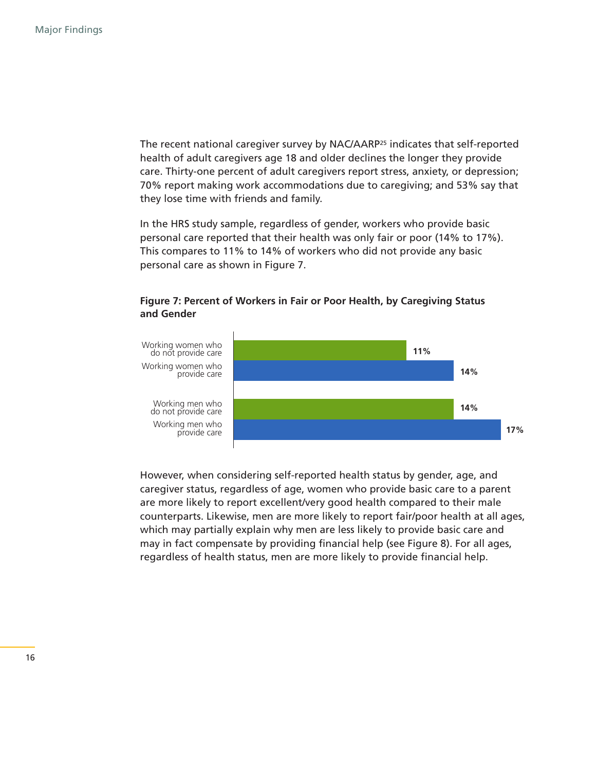The recent national caregiver survey by NAC/AARP[25] indicates that self-reported health of adult caregivers age 18 and older declines the longer they provide care. Thirty-one percent of adult caregivers report stress, anxiety, or depression; 70% report making work accommodations due to caregiving; and 53% say that they lose time with friends and family.

In the HRS study sample, regardless of gender, workers who provide basic personal care reported that their health was only fair or poor (14% to 17%). This compares to 11% to 14% of workers who did not provide any basic personal care as shown in Figure 7.

**Figure 7: Percent of Workers in Fair or Poor Health, by Caregiving Status and Gender**

| Group | Percent |
| --- | --- |
| Working women who do not provide care | 11% |
| Working women who provide care | 14% |
| Working men who do not provide care | 14% |
| Working men who provide care | 17% |

However, when considering self-reported health status by gender, age, and caregiver status, regardless of age, women who provide basic care to a parent are more likely to report excellent/very good health compared to their male counterparts. Likewise, men are more likely to report fair/poor health at all ages, which may partially explain why men are less likely to provide basic care and may in fact compensate by providing financial help (see Figure 8). For all ages, regardless of health status, men are more likely to provide financial help.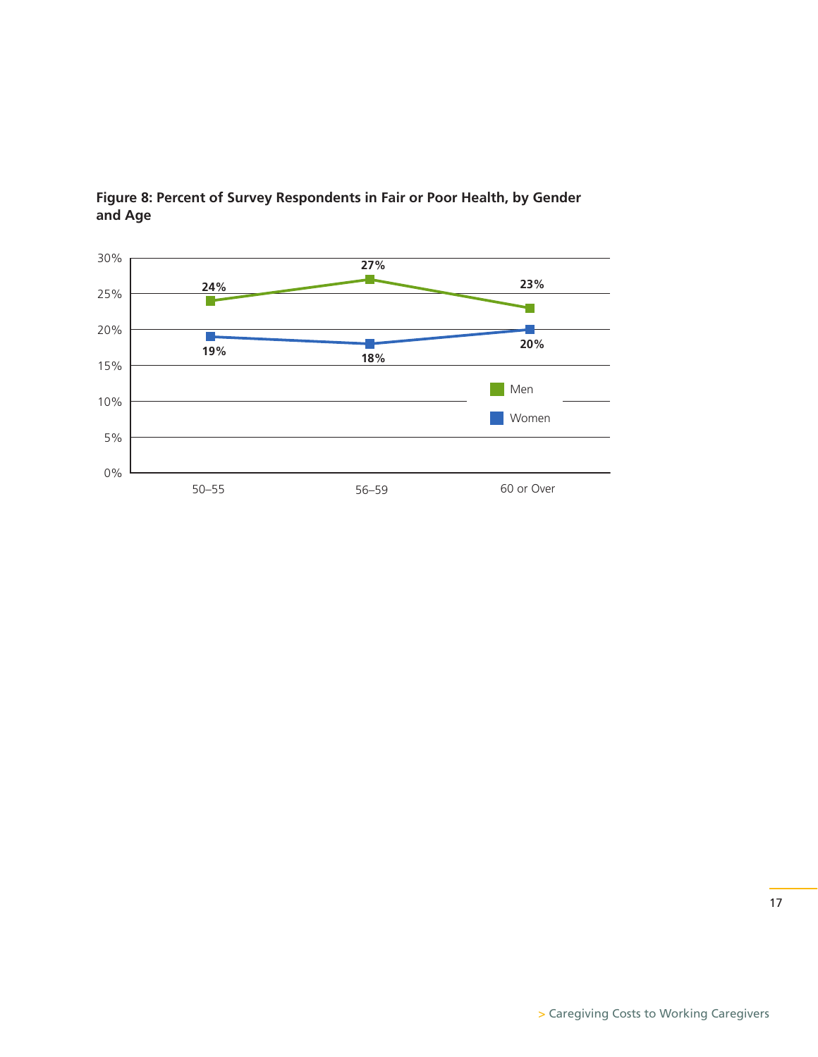**Figure 8: Percent of Survey Respondents in Fair or Poor Health, by Gender and Age**

| | 50–55 | 56–59 | 60 or Over |
|---|---|---|---|
| Men | 24% | 27% | 23% |
| Women | 19% | 18% | 20% |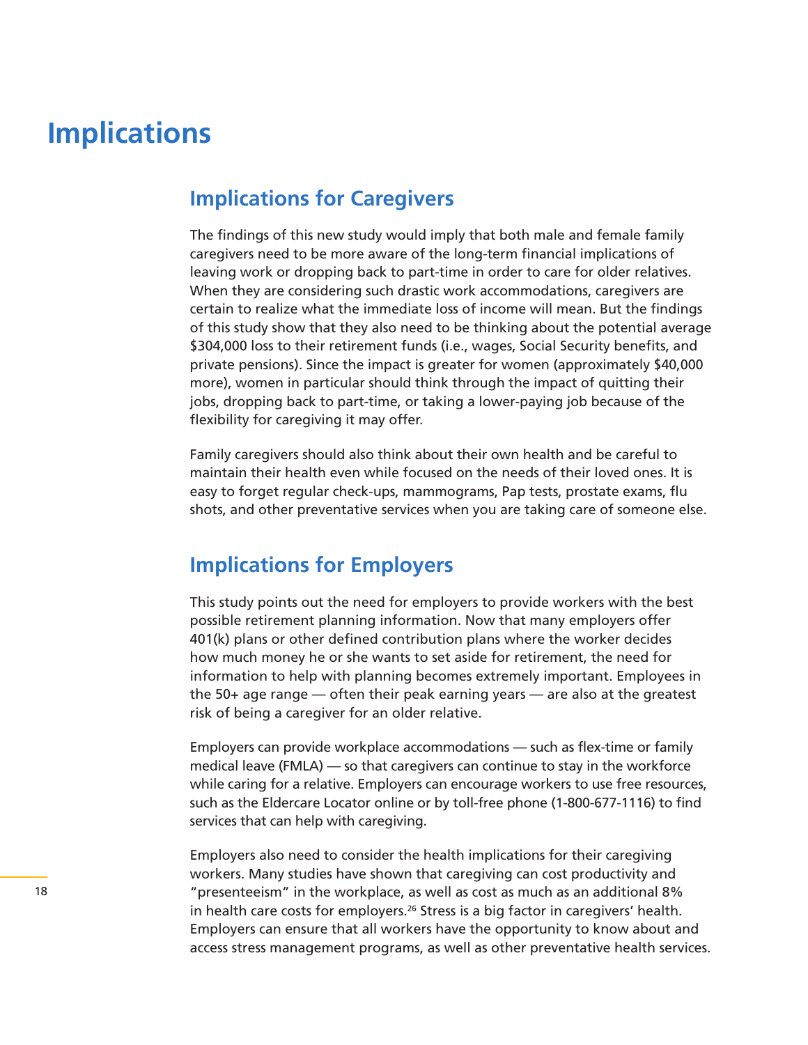# Implications

## Implications for Caregivers

The findings of this new study would imply that both male and female family caregivers need to be more aware of the long-term financial implications of leaving work or dropping back to part-time in order to care for older relatives. When they are considering such drastic work accommodations, caregivers are certain to realize what the immediate loss of income will mean. But the findings of this study show that they also need to be thinking about the potential average $304,000 loss to their retirement funds (i.e., wages, Social Security benefits, and private pensions). Since the impact is greater for women (approximately $40,000 more), women in particular should think through the impact of quitting their jobs, dropping back to part-time, or taking a lower-paying job because of the flexibility for caregiving it may offer.

Family caregivers should also think about their own health and be careful to maintain their health even while focused on the needs of their loved ones. It is easy to forget regular check-ups, mammograms, Pap tests, prostate exams, flu shots, and other preventative services when you are taking care of someone else.

## Implications for Employers

This study points out the need for employers to provide workers with the best possible retirement planning information. Now that many employers offer 401(k) plans or other defined contribution plans where the worker decides how much money he or she wants to set aside for retirement, the need for information to help with planning becomes extremely important. Employees in the 50+ age range — often their peak earning years — are also at the greatest risk of being a caregiver for an older relative.

Employers can provide workplace accommodations — such as flex-time or family medical leave (FMLA) — so that caregivers can continue to stay in the workforce while caring for a relative. Employers can encourage workers to use free resources, such as the Eldercare Locator online or by toll-free phone (1-800-677-1116) to find services that can help with caregiving.

Employers also need to consider the health implications for their caregiving workers. Many studies have shown that caregiving can cost productivity and "presenteeism" in the workplace, as well as cost as much as an additional 8% in health care costs for employers.[26] Stress is a big factor in caregivers' health. Employers can ensure that all workers have the opportunity to know about and access stress management programs, as well as other preventative health services.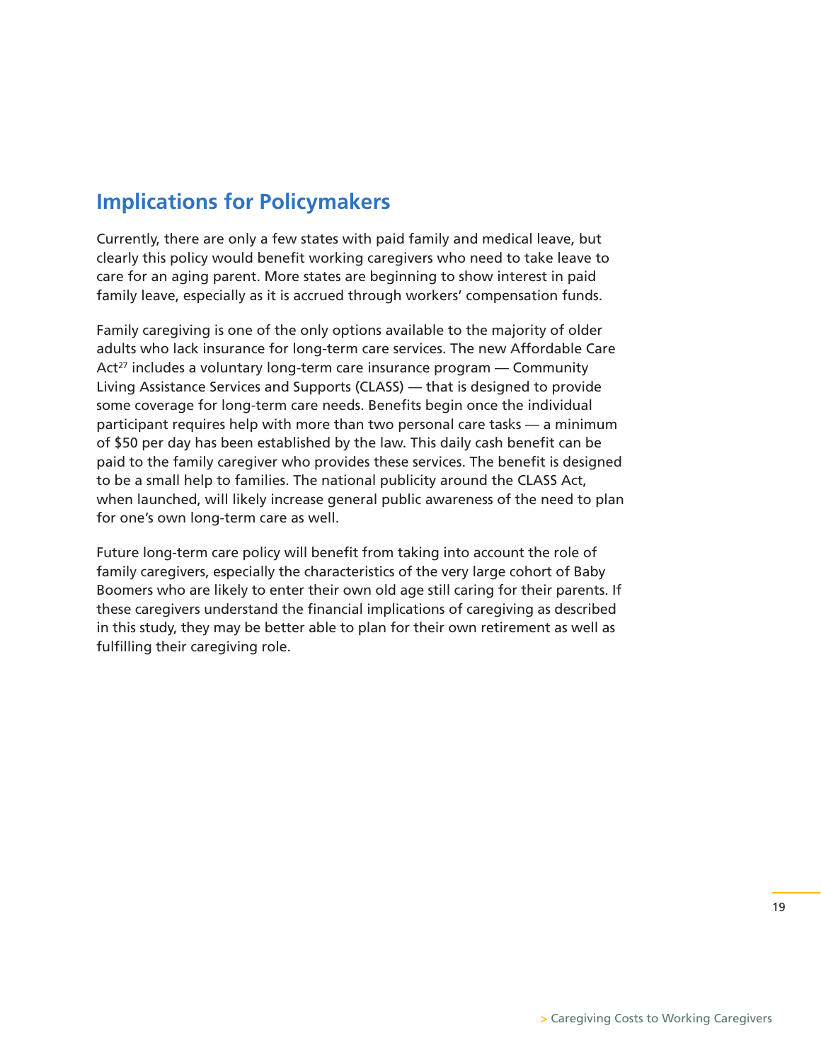## Implications for Policymakers

Currently, there are only a few states with paid family and medical leave, but clearly this policy would benefit working caregivers who need to take leave to care for an aging parent. More states are beginning to show interest in paid family leave, especially as it is accrued through workers' compensation funds.

Family caregiving is one of the only options available to the majority of older adults who lack insurance for long-term care services. The new Affordable Care Act[27] includes a voluntary long-term care insurance program — Community Living Assistance Services and Supports (CLASS) — that is designed to provide some coverage for long-term care needs. Benefits begin once the individual participant requires help with more than two personal care tasks — a minimum of $50 per day has been established by the law. This daily cash benefit can be paid to the family caregiver who provides these services. The benefit is designed to be a small help to families. The national publicity around the CLASS Act, when launched, will likely increase general public awareness of the need to plan for one's own long-term care as well.

Future long-term care policy will benefit from taking into account the role of family caregivers, especially the characteristics of the very large cohort of Baby Boomers who are likely to enter their own old age still caring for their parents. If these caregivers understand the financial implications of caregiving as described in this study, they may be better able to plan for their own retirement as well as fulfilling their caregiving role.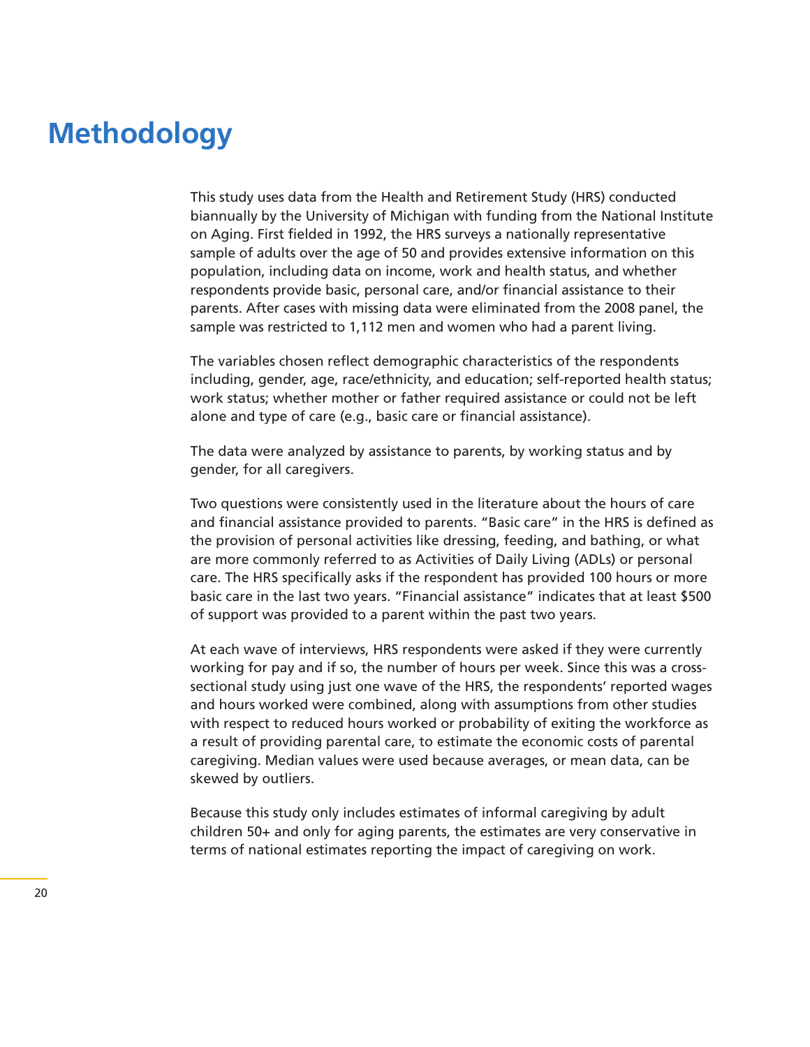# Methodology

This study uses data from the Health and Retirement Study (HRS) conducted biannually by the University of Michigan with funding from the National Institute on Aging. First fielded in 1992, the HRS surveys a nationally representative sample of adults over the age of 50 and provides extensive information on this population, including data on income, work and health status, and whether respondents provide basic, personal care, and/or financial assistance to their parents. After cases with missing data were eliminated from the 2008 panel, the sample was restricted to 1,112 men and women who had a parent living.

The variables chosen reflect demographic characteristics of the respondents including, gender, age, race/ethnicity, and education; self-reported health status; work status; whether mother or father required assistance or could not be left alone and type of care (e.g., basic care or financial assistance).

The data were analyzed by assistance to parents, by working status and by gender, for all caregivers.

Two questions were consistently used in the literature about the hours of care and financial assistance provided to parents. "Basic care" in the HRS is defined as the provision of personal activities like dressing, feeding, and bathing, or what are more commonly referred to as Activities of Daily Living (ADLs) or personal care. The HRS specifically asks if the respondent has provided 100 hours or more basic care in the last two years. "Financial assistance" indicates that at least $500 of support was provided to a parent within the past two years.

At each wave of interviews, HRS respondents were asked if they were currently working for pay and if so, the number of hours per week. Since this was a cross-sectional study using just one wave of the HRS, the respondents' reported wages and hours worked were combined, along with assumptions from other studies with respect to reduced hours worked or probability of exiting the workforce as a result of providing parental care, to estimate the economic costs of parental caregiving. Median values were used because averages, or mean data, can be skewed by outliers.

Because this study only includes estimates of informal caregiving by adult children 50+ and only for aging parents, the estimates are very conservative in terms of national estimates reporting the impact of caregiving on work.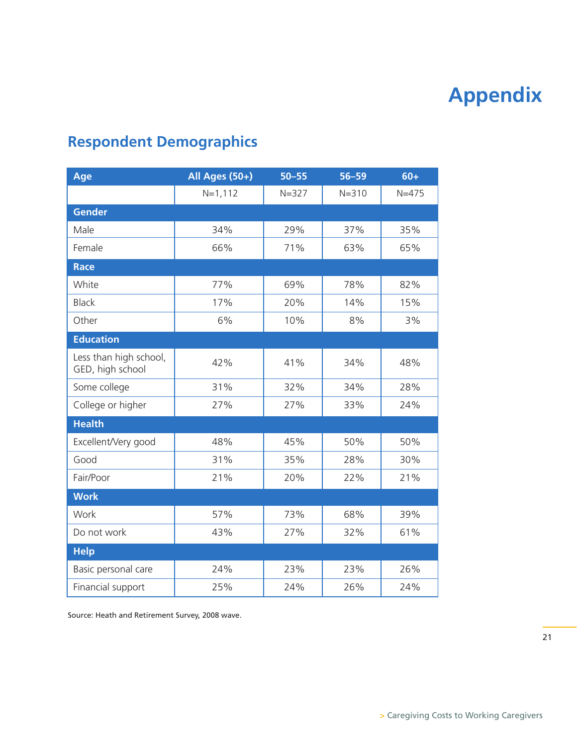# Appendix

## Respondent Demographics

| Age | All Ages (50+) | 50–55 | 56–59 | 60+ |
|---|---|---|---|---|
| | N=1,112 | N=327 | N=310 | N=475 |
| **Gender** | | | | |
| Male | 34% | 29% | 37% | 35% |
| Female | 66% | 71% | 63% | 65% |
| **Race** | | | | |
| White | 77% | 69% | 78% | 82% |
| Black | 17% | 20% | 14% | 15% |
| Other | 6% | 10% | 8% | 3% |
| **Education** | | | | |
| Less than high school, GED, high school | 42% | 41% | 34% | 48% |
| Some college | 31% | 32% | 34% | 28% |
| College or higher | 27% | 27% | 33% | 24% |
| **Health** | | | | |
| Excellent/Very good | 48% | 45% | 50% | 50% |
| Good | 31% | 35% | 28% | 30% |
| Fair/Poor | 21% | 20% | 22% | 21% |
| **Work** | | | | |
| Work | 57% | 73% | 68% | 39% |
| Do not work | 43% | 27% | 32% | 61% |
| **Help** | | | | |
| Basic personal care | 24% | 23% | 23% | 26% |
| Financial support | 25% | 24% | 26% | 24% |

Source: Heath and Retirement Survey, 2008 wave.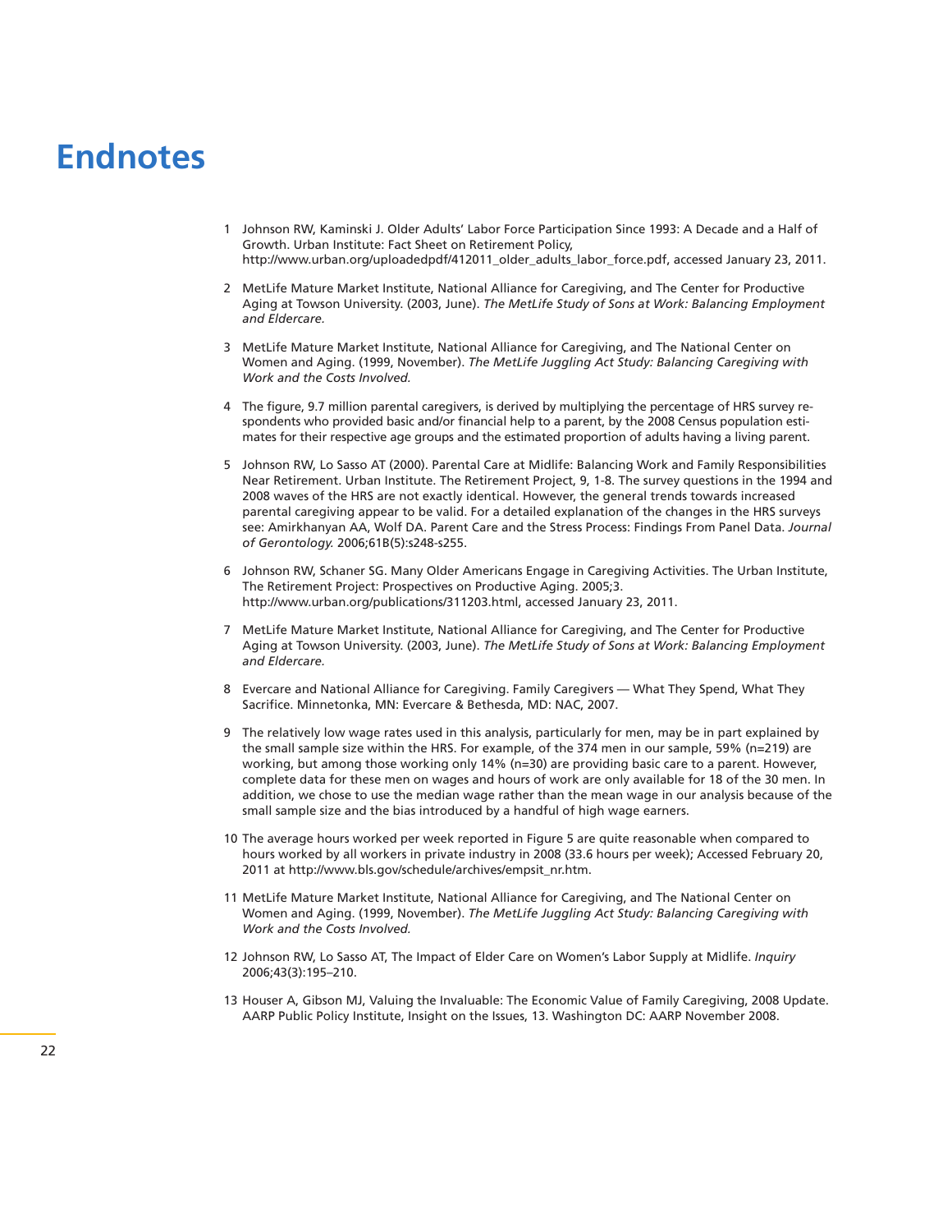# Endnotes

1. Johnson RW, Kaminski J. Older Adults' Labor Force Participation Since 1993: A Decade and a Half of Growth. Urban Institute: Fact Sheet on Retirement Policy, http://www.urban.org/uploadedpdf/412011_older_adults_labor_force.pdf, accessed January 23, 2011.

2. MetLife Mature Market Institute, National Alliance for Caregiving, and The Center for Productive Aging at Towson University. (2003, June). *The MetLife Study of Sons at Work: Balancing Employment and Eldercare.*

3. MetLife Mature Market Institute, National Alliance for Caregiving, and The National Center on Women and Aging. (1999, November). *The MetLife Juggling Act Study: Balancing Caregiving with Work and the Costs Involved.*

4. The figure, 9.7 million parental caregivers, is derived by multiplying the percentage of HRS survey respondents who provided basic and/or financial help to a parent, by the 2008 Census population estimates for their respective age groups and the estimated proportion of adults having a living parent.

5. Johnson RW, Lo Sasso AT (2000). Parental Care at Midlife: Balancing Work and Family Responsibilities Near Retirement. Urban Institute. The Retirement Project, 9, 1-8. The survey questions in the 1994 and 2008 waves of the HRS are not exactly identical. However, the general trends towards increased parental caregiving appear to be valid. For a detailed explanation of the changes in the HRS surveys see: Amirkhanyan AA, Wolf DA. Parent Care and the Stress Process: Findings From Panel Data. *Journal of Gerontology.* 2006;61B(5):s248-s255.

6. Johnson RW, Schaner SG. Many Older Americans Engage in Caregiving Activities. The Urban Institute, The Retirement Project: Prospectives on Productive Aging. 2005;3. http://www.urban.org/publications/311203.html, accessed January 23, 2011.

7. MetLife Mature Market Institute, National Alliance for Caregiving, and The Center for Productive Aging at Towson University. (2003, June). *The MetLife Study of Sons at Work: Balancing Employment and Eldercare.*

8. Evercare and National Alliance for Caregiving. Family Caregivers — What They Spend, What They Sacrifice. Minnetonka, MN: Evercare & Bethesda, MD: NAC, 2007.

9. The relatively low wage rates used in this analysis, particularly for men, may be in part explained by the small sample size within the HRS. For example, of the 374 men in our sample, 59% (n=219) are working, but among those working only 14% (n=30) are providing basic care to a parent. However, complete data for these men on wages and hours of work are only available for 18 of the 30 men. In addition, we chose to use the median wage rather than the mean wage in our analysis because of the small sample size and the bias introduced by a handful of high wage earners.

10. The average hours worked per week reported in Figure 5 are quite reasonable when compared to hours worked by all workers in private industry in 2008 (33.6 hours per week); Accessed February 20, 2011 at http://www.bls.gov/schedule/archives/empsit_nr.htm.

11. MetLife Mature Market Institute, National Alliance for Caregiving, and The National Center on Women and Aging. (1999, November). *The MetLife Juggling Act Study: Balancing Caregiving with Work and the Costs Involved.*

12. Johnson RW, Lo Sasso AT, The Impact of Elder Care on Women's Labor Supply at Midlife. *Inquiry* 2006;43(3):195–210.

13. Houser A, Gibson MJ, Valuing the Invaluable: The Economic Value of Family Caregiving, 2008 Update. AARP Public Policy Institute, Insight on the Issues, 13. Washington DC: AARP November 2008.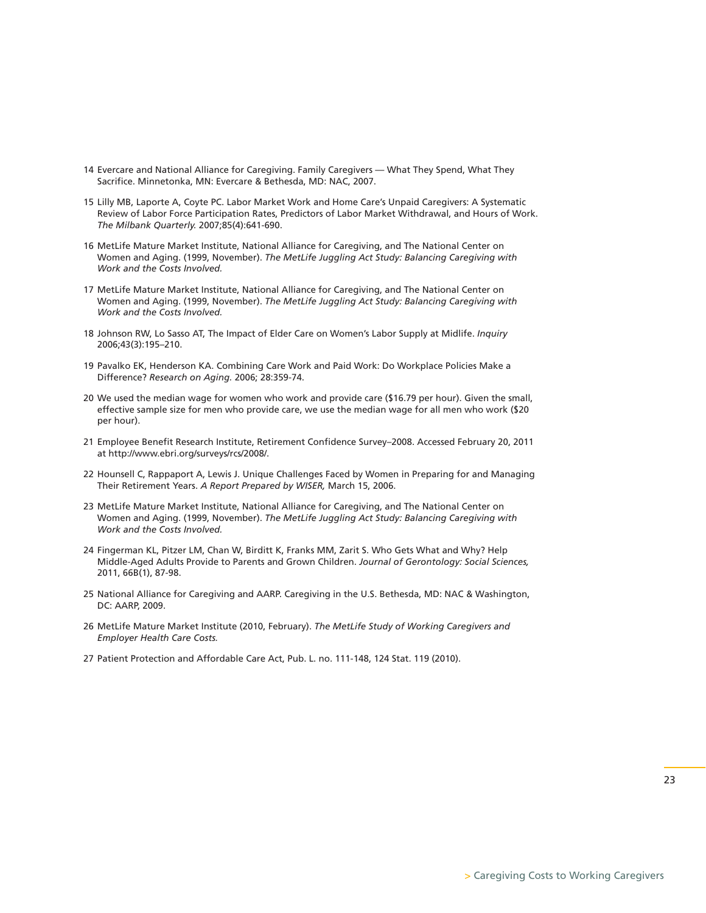14 Evercare and National Alliance for Caregiving. Family Caregivers — What They Spend, What They Sacrifice. Minnetonka, MN: Evercare & Bethesda, MD: NAC, 2007.

15 Lilly MB, Laporte A, Coyte PC. Labor Market Work and Home Care's Unpaid Caregivers: A Systematic Review of Labor Force Participation Rates, Predictors of Labor Market Withdrawal, and Hours of Work. *The Milbank Quarterly.* 2007;85(4):641-690.

16 MetLife Mature Market Institute, National Alliance for Caregiving, and The National Center on Women and Aging. (1999, November). *The MetLife Juggling Act Study: Balancing Caregiving with Work and the Costs Involved.*

17 MetLife Mature Market Institute, National Alliance for Caregiving, and The National Center on Women and Aging. (1999, November). *The MetLife Juggling Act Study: Balancing Caregiving with Work and the Costs Involved.*

18 Johnson RW, Lo Sasso AT, The Impact of Elder Care on Women's Labor Supply at Midlife. *Inquiry* 2006;43(3):195–210.

19 Pavalko EK, Henderson KA. Combining Care Work and Paid Work: Do Workplace Policies Make a Difference? *Research on Aging.* 2006; 28:359-74.

20 We used the median wage for women who work and provide care ($16.79 per hour). Given the small, effective sample size for men who provide care, we use the median wage for all men who work ($20 per hour).

21 Employee Benefit Research Institute, Retirement Confidence Survey–2008. Accessed February 20, 2011 at http://www.ebri.org/surveys/rcs/2008/.

22 Hounsell C, Rappaport A, Lewis J. Unique Challenges Faced by Women in Preparing for and Managing Their Retirement Years. *A Report Prepared by WISER,* March 15, 2006.

23 MetLife Mature Market Institute, National Alliance for Caregiving, and The National Center on Women and Aging. (1999, November). *The MetLife Juggling Act Study: Balancing Caregiving with Work and the Costs Involved.*

24 Fingerman KL, Pitzer LM, Chan W, Birditt K, Franks MM, Zarit S. Who Gets What and Why? Help Middle-Aged Adults Provide to Parents and Grown Children. *Journal of Gerontology: Social Sciences,* 2011, 66B(1), 87-98.

25 National Alliance for Caregiving and AARP. Caregiving in the U.S. Bethesda, MD: NAC & Washington, DC: AARP, 2009.

26 MetLife Mature Market Institute (2010, February). *The MetLife Study of Working Caregivers and Employer Health Care Costs.*

27 Patient Protection and Affordable Care Act, Pub. L. no. 111-148, 124 Stat. 119 (2010).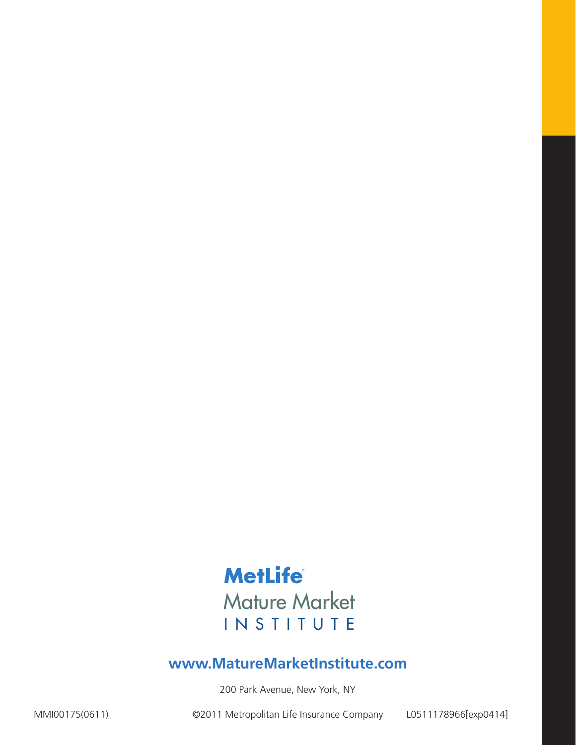MetLife®
Mature Market
INSTITUTE

**www.MatureMarketInstitute.com**

200 Park Avenue, New York, NY

MMI00175(0611) ©2011 Metropolitan Life Insurance Company L0511178966[exp0414]